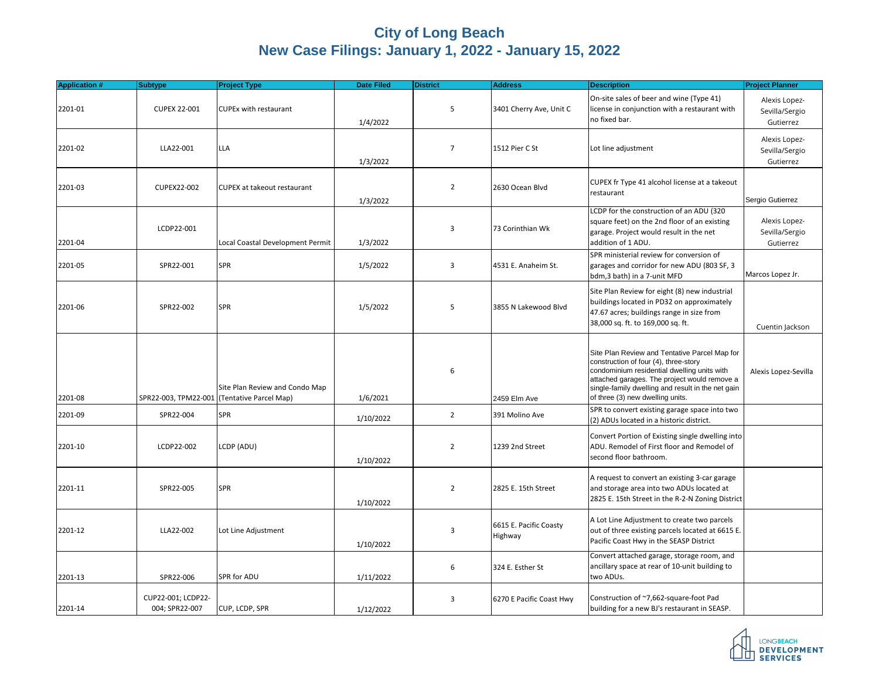# City of Long Beach
## New Case Filings: January 1, 2022 - January 15, 2022

| Application # | Subtype | Project Type | Date Filed | District | Address | Description | Project Planner |
|---|---|---|---|---|---|---|---|
| 2201-01 | CUPEX 22-001 | CUPEx with restaurant | 1/4/2022 | 5 | 3401 Cherry Ave, Unit C | On-site sales of beer and wine (Type 41) license in conjunction with a restaurant with no fixed bar. | Alexis Lopez-Sevilla/Sergio Gutierrez |
| 2201-02 | LLA22-001 | LLA | 1/3/2022 | 7 | 1512 Pier C St | Lot line adjustment | Alexis Lopez-Sevilla/Sergio Gutierrez |
| 2201-03 | CUPEX22-002 | CUPEX at takeout restaurant | 1/3/2022 | 2 | 2630 Ocean Blvd | CUPEX fr Type 41 alcohol license at a takeout restaurant | Sergio Gutierrez |
| 2201-04 | LCDP22-001 | Local Coastal Development Permit | 1/3/2022 | 3 | 73 Corinthian Wk | LCDP for the construction of an ADU (320 square feet) on the 2nd floor of an existing garage. Project would result in the net addition of 1 ADU. | Alexis Lopez-Sevilla/Sergio Gutierrez |
| 2201-05 | SPR22-001 | SPR | 1/5/2022 | 3 | 4531 E. Anaheim St. | SPR ministerial review for conversion of garages and corridor for new ADU (803 SF, 3 bdm,3 bath) in a 7-unit MFD | Marcos Lopez Jr. |
| 2201-06 | SPR22-002 | SPR | 1/5/2022 | 5 | 3855 N Lakewood Blvd | Site Plan Review for eight (8) new industrial buildings located in PD32 on approximately 47.67 acres; buildings range in size from 38,000 sq. ft. to 169,000 sq. ft. | Cuentin Jackson |
| 2201-08 | SPR22-003, TPM22-001 | Site Plan Review and Condo Map (Tentative Parcel Map) | 1/6/2021 | 6 | 2459 Elm Ave | Site Plan Review and Tentative Parcel Map for construction of four (4), three-story condominium residential dwelling units with attached garages. The project would remove a single-family dwelling and result in the net gain of three (3) new dwelling units. | Alexis Lopez-Sevilla |
| 2201-09 | SPR22-004 | SPR | 1/10/2022 | 2 | 391 Molino Ave | SPR to convert existing garage space into two (2) ADUs located in a historic district. | |
| 2201-10 | LCDP22-002 | LCDP (ADU) | 1/10/2022 | 2 | 1239 2nd Street | Convert Portion of Existing single dwelling into ADU. Remodel of First floor and Remodel of second floor bathroom. | |
| 2201-11 | SPR22-005 | SPR | 1/10/2022 | 2 | 2825 E. 15th Street | A request to convert an existing 3-car garage and storage area into two ADUs located at 2825 E. 15th Street in the R-2-N Zoning District | |
| 2201-12 | LLA22-002 | Lot Line Adjustment | 1/10/2022 | 3 | 6615 E. Pacific Coasty Highway | A Lot Line Adjustment to create two parcels out of three existing parcels located at 6615 E. Pacific Coast Hwy in the SEASP District | |
| 2201-13 | SPR22-006 | SPR for ADU | 1/11/2022 | 6 | 324 E. Esther St | Convert attached garage, storage room, and ancillary space at rear of 10-unit building to two ADUs. | |
| 2201-14 | CUP22-001; LCDP22-004; SPR22-007 | CUP, LCDP, SPR | 1/12/2022 | 3 | 6270 E Pacific Coast Hwy | Construction of ~7,662-square-foot Pad building for a new BJ's restaurant in SEASP. | |

LONGBEACH DEVELOPMENT SERVICES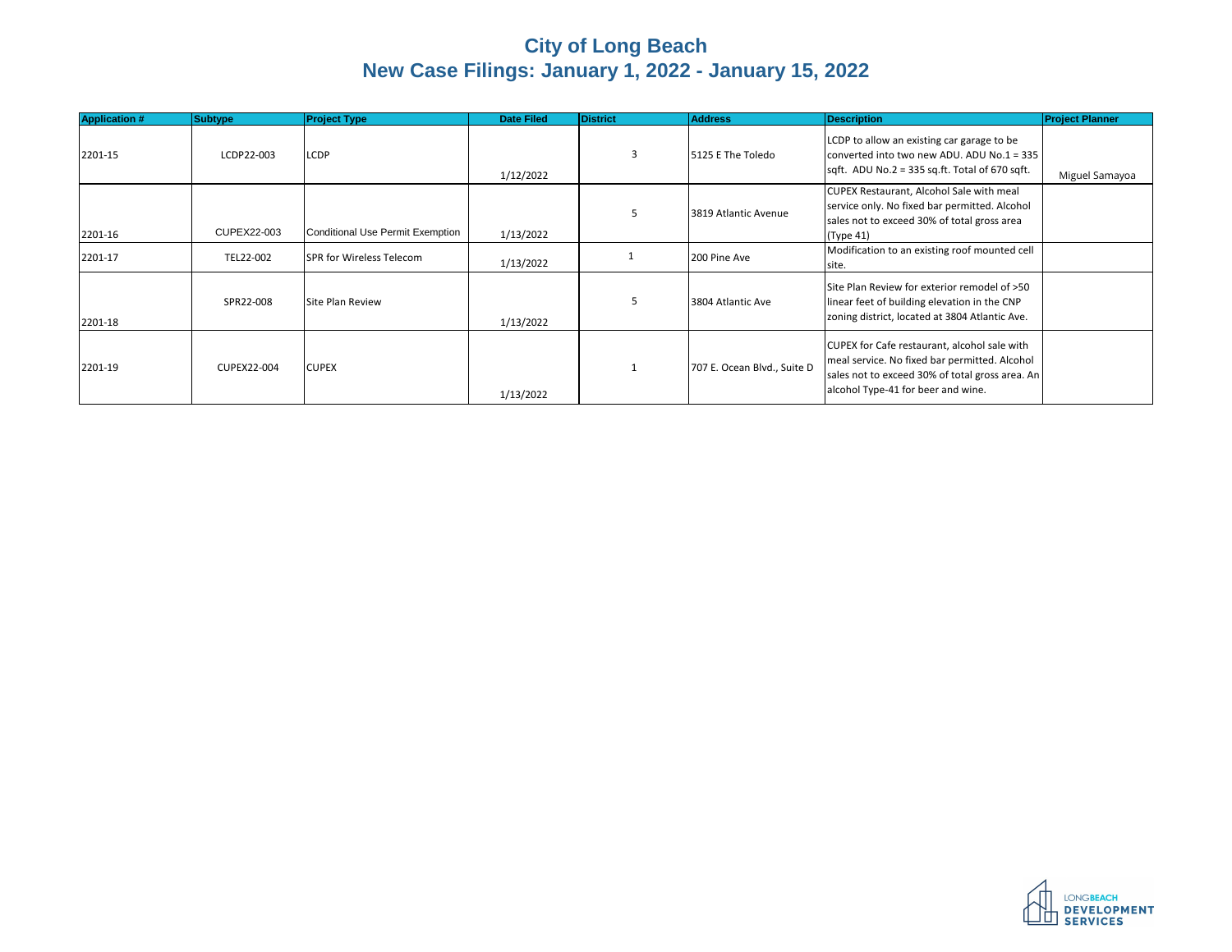# City of Long Beach
## New Case Filings: January 1, 2022 - January 15, 2022

| Application # | Subtype | Project Type | Date Filed | District | Address | Description | Project Planner |
|---|---|---|---|---|---|---|---|
| 2201-15 | LCDP22-003 | LCDP | 1/12/2022 | 3 | 5125 E The Toledo | LCDP to allow an existing car garage to be converted into two new ADU. ADU No.1 = 335 sqft. ADU No.2 = 335 sq.ft. Total of 670 sqft. | Miguel Samayoa |
| 2201-16 | CUPEX22-003 | Conditional Use Permit Exemption | 1/13/2022 | 5 | 3819 Atlantic Avenue | CUPEX Restaurant, Alcohol Sale with meal service only. No fixed bar permitted. Alcohol sales not to exceed 30% of total gross area (Type 41) | |
| 2201-17 | TEL22-002 | SPR for Wireless Telecom | 1/13/2022 | 1 | 200 Pine Ave | Modification to an existing roof mounted cell site. | |
| 2201-18 | SPR22-008 | Site Plan Review | 1/13/2022 | 5 | 3804 Atlantic Ave | Site Plan Review for exterior remodel of >50 linear feet of building elevation in the CNP zoning district, located at 3804 Atlantic Ave. | |
| 2201-19 | CUPEX22-004 | CUPEX | 1/13/2022 | 1 | 707 E. Ocean Blvd., Suite D | CUPEX for Cafe restaurant, alcohol sale with meal service. No fixed bar permitted. Alcohol sales not to exceed 30% of total gross area. An alcohol Type-41 for beer and wine. | |

LONGBEACH DEVELOPMENT SERVICES